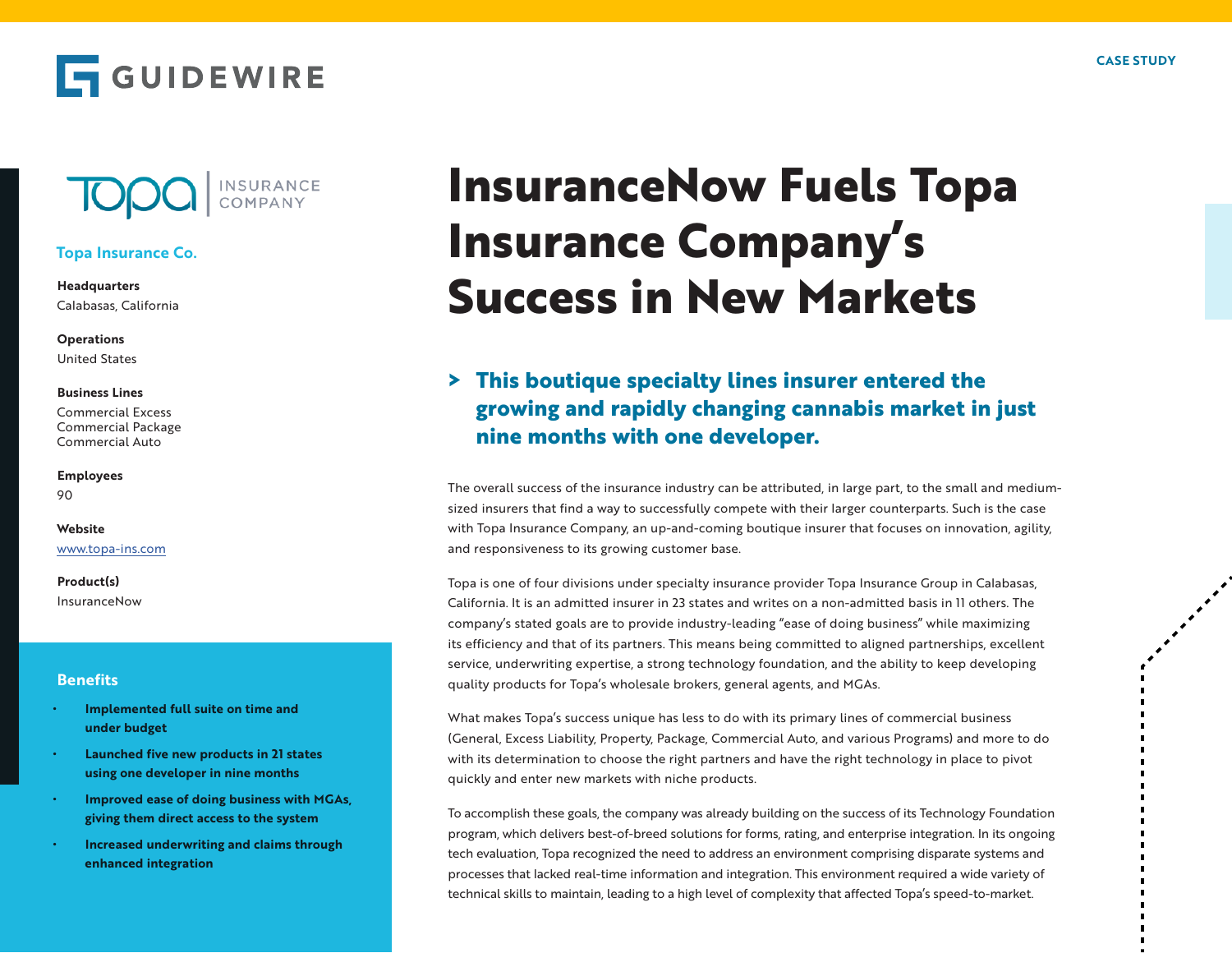GUIDEWIRE

CASE STUDY

# InsuranceNow Fuels Topa Insurance Company's Success in New Markets

## > This boutique specialty lines insurer entered the growing and rapidly changing cannabis market in just nine months with one developer.

Topa INSURANCE COMPANY

### Topa Insurance Co.

**Headquarters**
Calabasas, California

**Operations**
United States

**Business Lines**
Commercial Excess
Commercial Package
Commercial Auto

**Employees**
90

**Website**
www.topa-ins.com

**Product(s)**
InsuranceNow

### Benefits

- **Implemented full suite on time and under budget**
- **Launched five new products in 21 states using one developer in nine months**
- **Improved ease of doing business with MGAs, giving them direct access to the system**
- **Increased underwriting and claims through enhanced integration**

The overall success of the insurance industry can be attributed, in large part, to the small and medium-sized insurers that find a way to successfully compete with their larger counterparts. Such is the case with Topa Insurance Company, an up-and-coming boutique insurer that focuses on innovation, agility, and responsiveness to its growing customer base.

Topa is one of four divisions under specialty insurance provider Topa Insurance Group in Calabasas, California. It is an admitted insurer in 23 states and writes on a non-admitted basis in 11 others. The company's stated goals are to provide industry-leading "ease of doing business" while maximizing its efficiency and that of its partners. This means being committed to aligned partnerships, excellent service, underwriting expertise, a strong technology foundation, and the ability to keep developing quality products for Topa's wholesale brokers, general agents, and MGAs.

What makes Topa's success unique has less to do with its primary lines of commercial business (General, Excess Liability, Property, Package, Commercial Auto, and various Programs) and more to do with its determination to choose the right partners and have the right technology in place to pivot quickly and enter new markets with niche products.

To accomplish these goals, the company was already building on the success of its Technology Foundation program, which delivers best-of-breed solutions for forms, rating, and enterprise integration. In its ongoing tech evaluation, Topa recognized the need to address an environment comprising disparate systems and processes that lacked real-time information and integration. This environment required a wide variety of technical skills to maintain, leading to a high level of complexity that affected Topa's speed-to-market.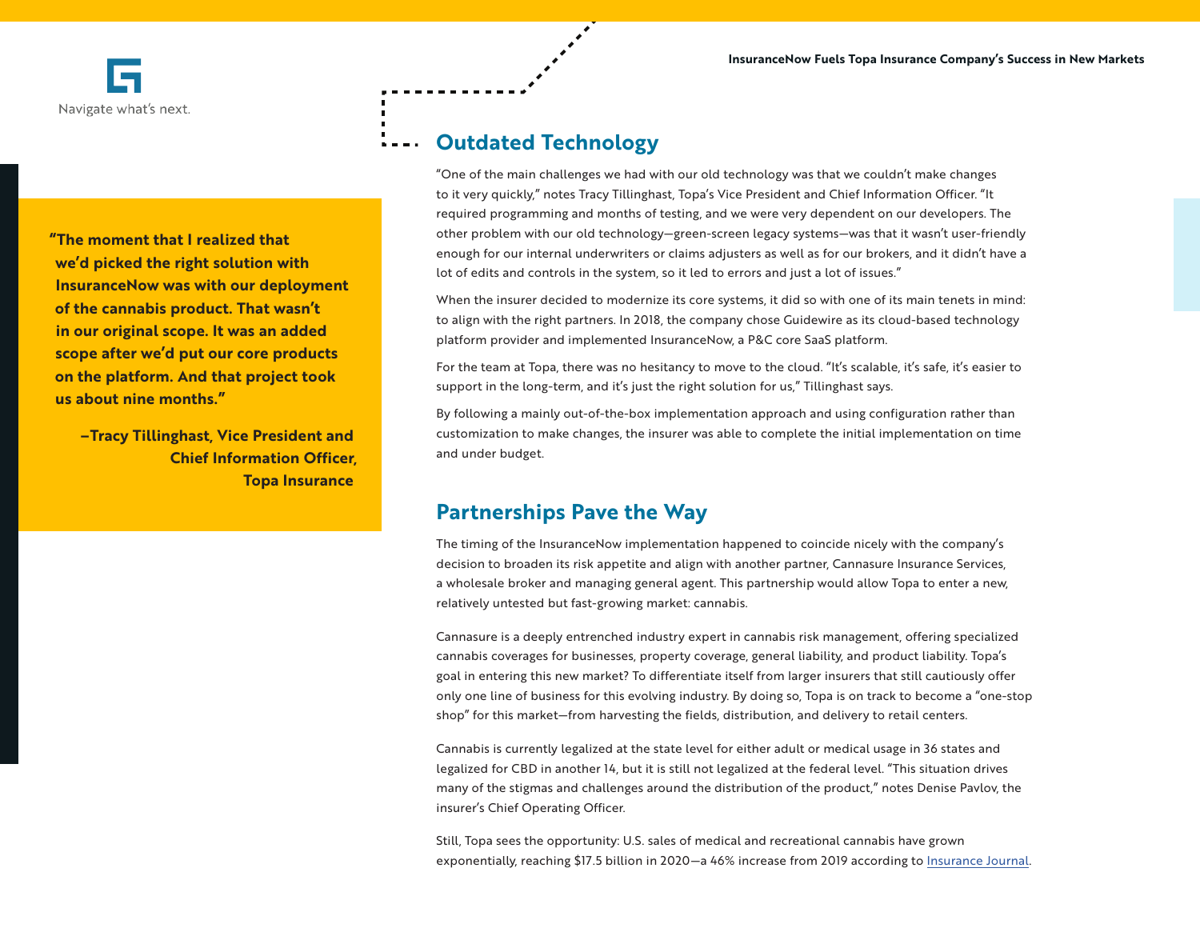> **"The moment that I realized that we'd picked the right solution with InsuranceNow was with our deployment of the cannabis product. That wasn't in our original scope. It was an added scope after we'd put our core products on the platform. And that project took us about nine months."**
>
> **–Tracy Tillinghast, Vice President and Chief Information Officer, Topa Insurance**

## Outdated Technology

"One of the main challenges we had with our old technology was that we couldn't make changes to it very quickly," notes Tracy Tillinghast, Topa's Vice President and Chief Information Officer. "It required programming and months of testing, and we were very dependent on our developers. The other problem with our old technology—green-screen legacy systems—was that it wasn't user-friendly enough for our internal underwriters or claims adjusters as well as for our brokers, and it didn't have a lot of edits and controls in the system, so it led to errors and just a lot of issues."

When the insurer decided to modernize its core systems, it did so with one of its main tenets in mind: to align with the right partners. In 2018, the company chose Guidewire as its cloud-based technology platform provider and implemented InsuranceNow, a P&C core SaaS platform.

For the team at Topa, there was no hesitancy to move to the cloud. "It's scalable, it's safe, it's easier to support in the long-term, and it's just the right solution for us," Tillinghast says.

By following a mainly out-of-the-box implementation approach and using configuration rather than customization to make changes, the insurer was able to complete the initial implementation on time and under budget.

## Partnerships Pave the Way

The timing of the InsuranceNow implementation happened to coincide nicely with the company's decision to broaden its risk appetite and align with another partner, Cannasure Insurance Services, a wholesale broker and managing general agent. This partnership would allow Topa to enter a new, relatively untested but fast-growing market: cannabis.

Cannasure is a deeply entrenched industry expert in cannabis risk management, offering specialized cannabis coverages for businesses, property coverage, general liability, and product liability. Topa's goal in entering this new market? To differentiate itself from larger insurers that still cautiously offer only one line of business for this evolving industry. By doing so, Topa is on track to become a "one-stop shop" for this market—from harvesting the fields, distribution, and delivery to retail centers.

Cannabis is currently legalized at the state level for either adult or medical usage in 36 states and legalized for CBD in another 14, but it is still not legalized at the federal level. "This situation drives many of the stigmas and challenges around the distribution of the product," notes Denise Pavlov, the insurer's Chief Operating Officer.

Still, Topa sees the opportunity: U.S. sales of medical and recreational cannabis have grown exponentially, reaching $17.5 billion in 2020—a 46% increase from 2019 according to Insurance Journal.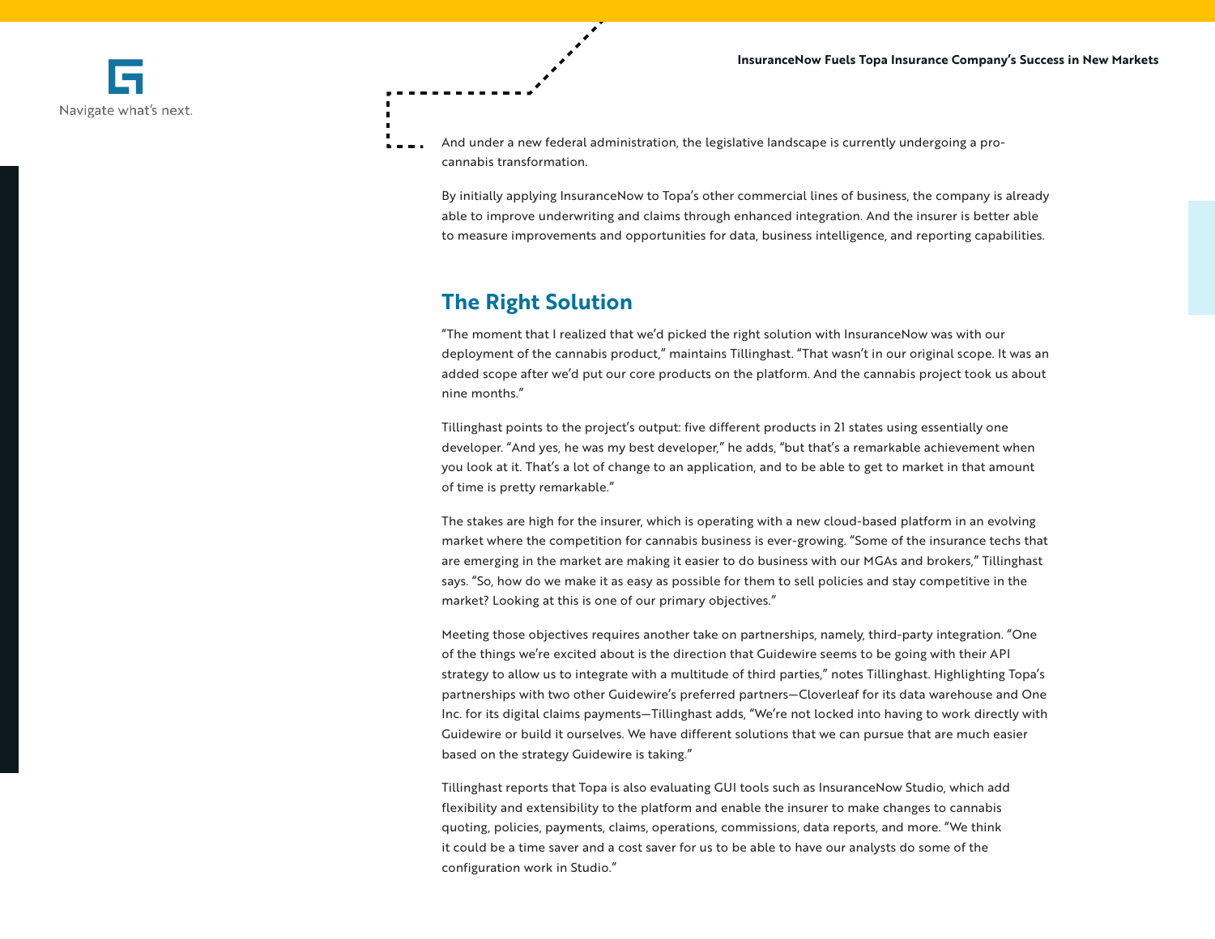And under a new federal administration, the legislative landscape is currently undergoing a pro-cannabis transformation.

By initially applying InsuranceNow to Topa's other commercial lines of business, the company is already able to improve underwriting and claims through enhanced integration. And the insurer is better able to measure improvements and opportunities for data, business intelligence, and reporting capabilities.

## The Right Solution

"The moment that I realized that we'd picked the right solution with InsuranceNow was with our deployment of the cannabis product," maintains Tillinghast. "That wasn't in our original scope. It was an added scope after we'd put our core products on the platform. And the cannabis project took us about nine months."

Tillinghast points to the project's output: five different products in 21 states using essentially one developer. "And yes, he was my best developer," he adds, "but that's a remarkable achievement when you look at it. That's a lot of change to an application, and to be able to get to market in that amount of time is pretty remarkable."

The stakes are high for the insurer, which is operating with a new cloud-based platform in an evolving market where the competition for cannabis business is ever-growing. "Some of the insurance techs that are emerging in the market are making it easier to do business with our MGAs and brokers," Tillinghast says. "So, how do we make it as easy as possible for them to sell policies and stay competitive in the market? Looking at this is one of our primary objectives."

Meeting those objectives requires another take on partnerships, namely, third-party integration. "One of the things we're excited about is the direction that Guidewire seems to be going with their API strategy to allow us to integrate with a multitude of third parties," notes Tillinghast. Highlighting Topa's partnerships with two other Guidewire's preferred partners—Cloverleaf for its data warehouse and One Inc. for its digital claims payments—Tillinghast adds, "We're not locked into having to work directly with Guidewire or build it ourselves. We have different solutions that we can pursue that are much easier based on the strategy Guidewire is taking."

Tillinghast reports that Topa is also evaluating GUI tools such as InsuranceNow Studio, which add flexibility and extensibility to the platform and enable the insurer to make changes to cannabis quoting, policies, payments, claims, operations, commissions, data reports, and more. "We think it could be a time saver and a cost saver for us to be able to have our analysts do some of the configuration work in Studio."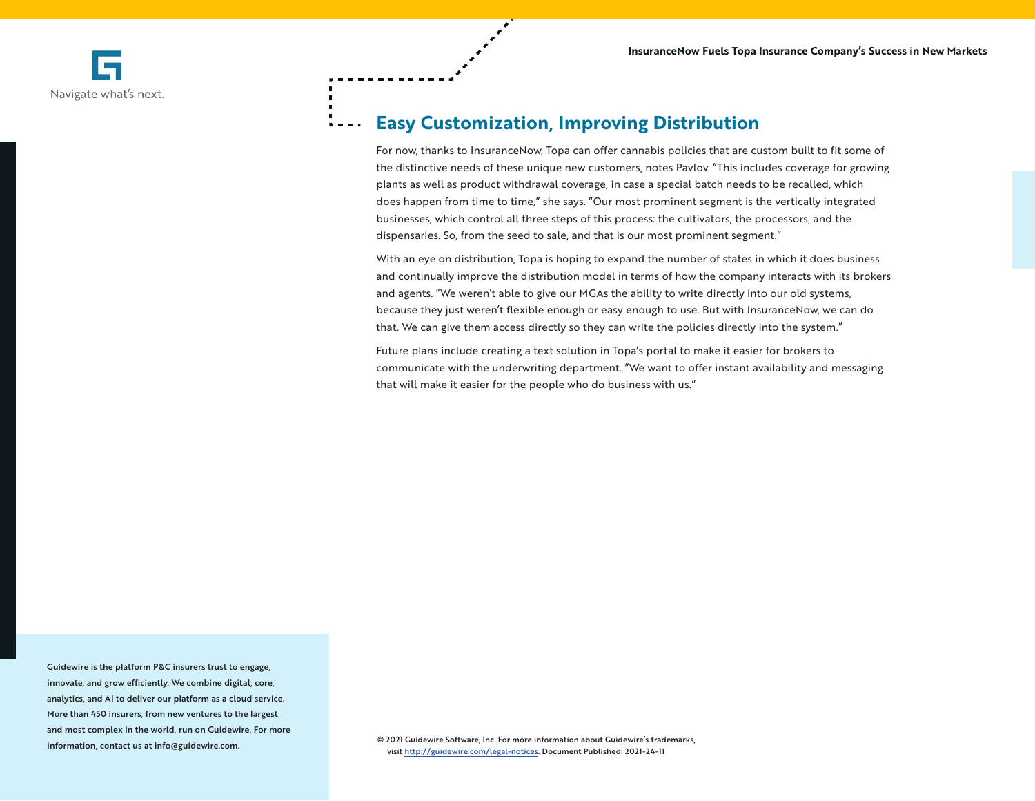## Easy Customization, Improving Distribution

For now, thanks to InsuranceNow, Topa can offer cannabis policies that are custom built to fit some of the distinctive needs of these unique new customers, notes Pavlov. "This includes coverage for growing plants as well as product withdrawal coverage, in case a special batch needs to be recalled, which does happen from time to time," she says. "Our most prominent segment is the vertically integrated businesses, which control all three steps of this process: the cultivators, the processors, and the dispensaries. So, from the seed to sale, and that is our most prominent segment."

With an eye on distribution, Topa is hoping to expand the number of states in which it does business and continually improve the distribution model in terms of how the company interacts with its brokers and agents. "We weren't able to give our MGAs the ability to write directly into our old systems, because they just weren't flexible enough or easy enough to use. But with InsuranceNow, we can do that. We can give them access directly so they can write the policies directly into the system."

Future plans include creating a text solution in Topa's portal to make it easier for brokers to communicate with the underwriting department. "We want to offer instant availability and messaging that will make it easier for the people who do business with us."

Guidewire is the platform P&C insurers trust to engage, innovate, and grow efficiently. We combine digital, core, analytics, and AI to deliver our platform as a cloud service. More than 450 insurers, from new ventures to the largest and most complex in the world, run on Guidewire. For more information, contact us at info@guidewire.com.

© 2021 Guidewire Software, Inc. For more information about Guidewire's trademarks, visit http://guidewire.com/legal-notices. Document Published: 2021-24-11